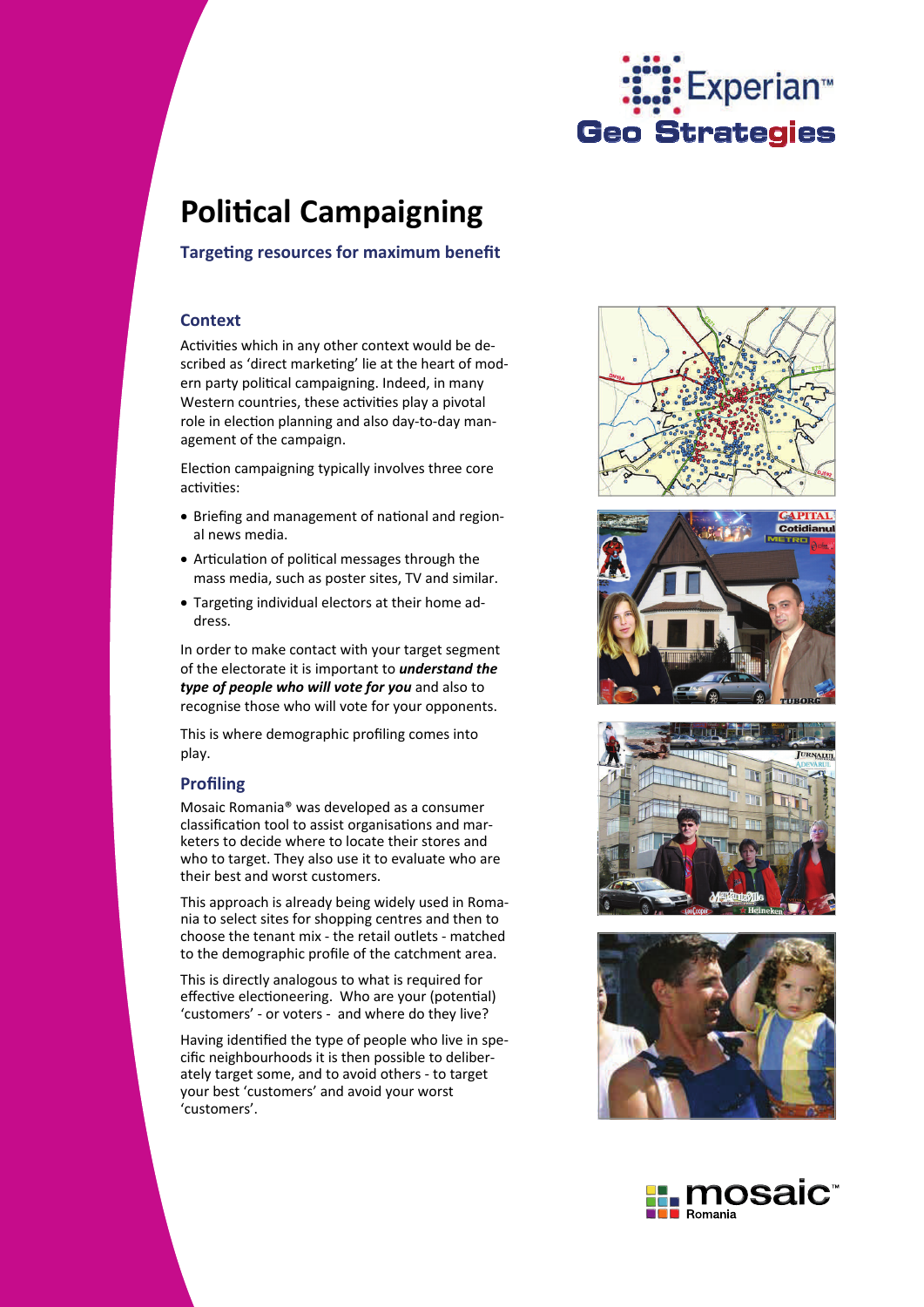# Political Campaigning

### Targeting resources for maximum benefit

## Context

Activities which in any other context would be described as 'direct marketing' lie at the heart of modern party political campaigning. Indeed, in many Western countries, these activities play a pivotal role in election planning and also day-to-day management of the campaign.

Election campaigning typically involves three core activities:

- Briefing and management of national and regional news media.
- Articulation of political messages through the mass media, such as poster sites, TV and similar.
- Targeting individual electors at their home address.

In order to make contact with your target segment of the electorate it is important to ***understand the type of people who will vote for you*** and also to recognise those who will vote for your opponents.

This is where demographic profiling comes into play.

## Profiling

Mosaic Romania® was developed as a consumer classification tool to assist organisations and marketers to decide where to locate their stores and who to target. They also use it to evaluate who are their best and worst customers.

This approach is already being widely used in Romania to select sites for shopping centres and then to choose the tenant mix - the retail outlets - matched to the demographic profile of the catchment area.

This is directly analogous to what is required for effective electioneering. Who are your (potential) 'customers' - or voters - and where do they live?

Having identified the type of people who live in specific neighbourhoods it is then possible to deliberately target some, and to avoid others - to target your best 'customers' and avoid your worst 'customers'.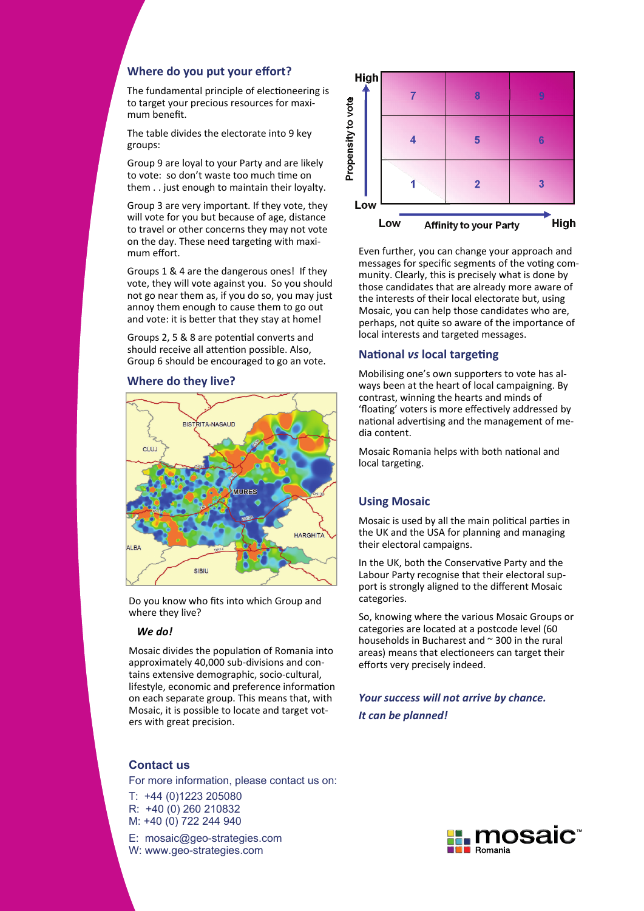## Where do you put your effort?

The fundamental principle of electioneering is to target your precious resources for maximum benefit.

The table divides the electorate into 9 key groups:

Group 9 are loyal to your Party and are likely to vote: so don't waste too much time on them . . just enough to maintain their loyalty.

Group 3 are very important. If they vote, they will vote for you but because of age, distance to travel or other concerns they may not vote on the day. These need targeting with maximum effort.

Groups 1 & 4 are the dangerous ones! If they vote, they will vote against you. So you should not go near them as, if you do so, you may just annoy them enough to cause them to go out and vote: it is better that they stay at home!

Groups 2, 5 & 8 are potential converts and should receive all attention possible. Also, Group 6 should be encouraged to go an vote.

## Where do they live?

BISTRITA-NASAUD
CLUJ
MURES
HARGHITA
ALBA
SIBIU

Do you know who fits into which Group and where they live?

***We do!***

Mosaic divides the population of Romania into approximately 40,000 sub-divisions and contains extensive demographic, socio-cultural, lifestyle, economic and preference information on each separate group. This means that, with Mosaic, it is possible to locate and target voters with great precision.

High
Propensity to vote
Low
7 8 9
4 5 6
1 2 3
Low
Affinity to your Party
High

Even further, you can change your approach and messages for specific segments of the voting community. Clearly, this is precisely what is done by those candidates that are already more aware of the interests of their local electorate but, using Mosaic, you can help those candidates who are, perhaps, not quite so aware of the importance of local interests and targeted messages.

## National *vs* local targeting

Mobilising one's own supporters to vote has always been at the heart of local campaigning. By contrast, winning the hearts and minds of 'floating' voters is more effectively addressed by national advertising and the management of media content.

Mosaic Romania helps with both national and local targeting.

## Using Mosaic

Mosaic is used by all the main political parties in the UK and the USA for planning and managing their electoral campaigns.

In the UK, both the Conservative Party and the Labour Party recognise that their electoral support is strongly aligned to the different Mosaic categories.

So, knowing where the various Mosaic Groups or categories are located at a postcode level (60 households in Bucharest and ~ 300 in the rural areas) means that electioneers can target their efforts very precisely indeed.

***Your success will not arrive by chance.***

***It can be planned!***

## Contact us

For more information, please contact us on:

T: +44 (0)1223 205080
R: +40 (0) 260 210832
M: +40 (0) 722 244 940

E: mosaic@geo-strategies.com
W: www.geo-strategies.com

mosaic™ Romania